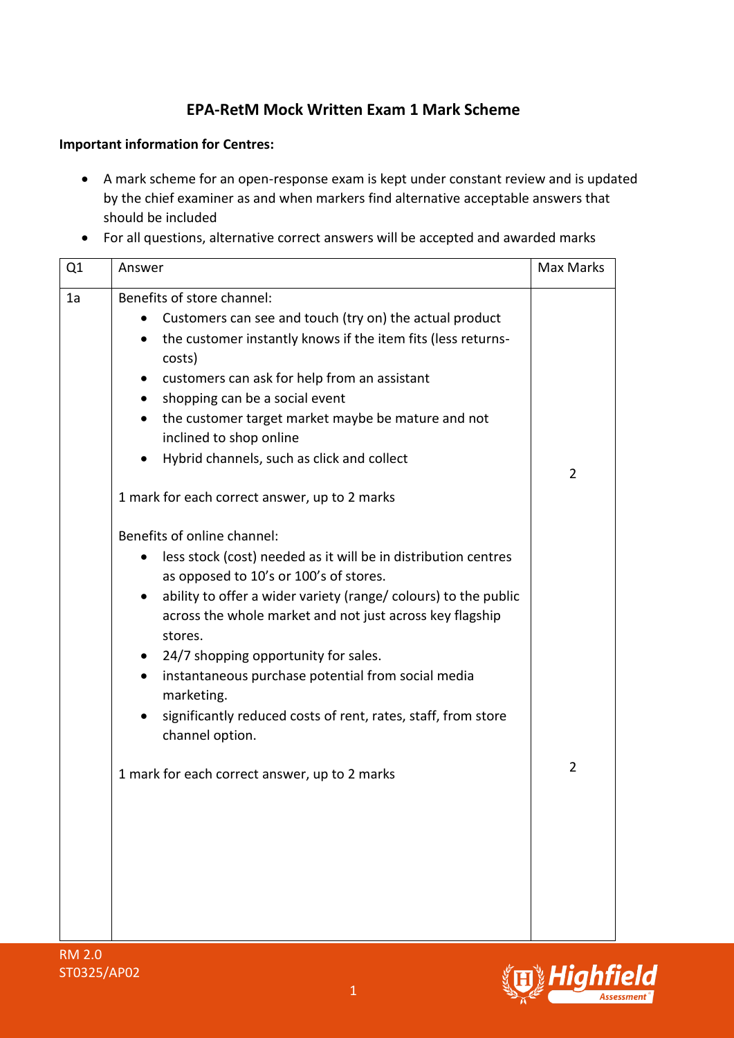# EPA-RetM Mock Written Exam 1 Mark Scheme

**Important information for Centres:**

- A mark scheme for an open-response exam is kept under constant review and is updated by the chief examiner as and when markers find alternative acceptable answers that should be included
- For all questions, alternative correct answers will be accepted and awarded marks

| Q1 | Answer | Max Marks |
| --- | --- | --- |
| 1a | Benefits of store channel:<br>• Customers can see and touch (try on) the actual product<br>• the customer instantly knows if the item fits (less returns-costs)<br>• customers can ask for help from an assistant<br>• shopping can be a social event<br>• the customer target market maybe be mature and not inclined to shop online<br>• Hybrid channels, such as click and collect<br><br>1 mark for each correct answer, up to 2 marks | 2 |
| | Benefits of online channel:<br>• less stock (cost) needed as it will be in distribution centres as opposed to 10's or 100's of stores.<br>• ability to offer a wider variety (range/ colours) to the public across the whole market and not just across key flagship stores.<br>• 24/7 shopping opportunity for sales.<br>• instantaneous purchase potential from social media marketing.<br>• significantly reduced costs of rent, rates, staff, from store channel option.<br><br>1 mark for each correct answer, up to 2 marks | 2 |

RM 2.0
ST0325/AP02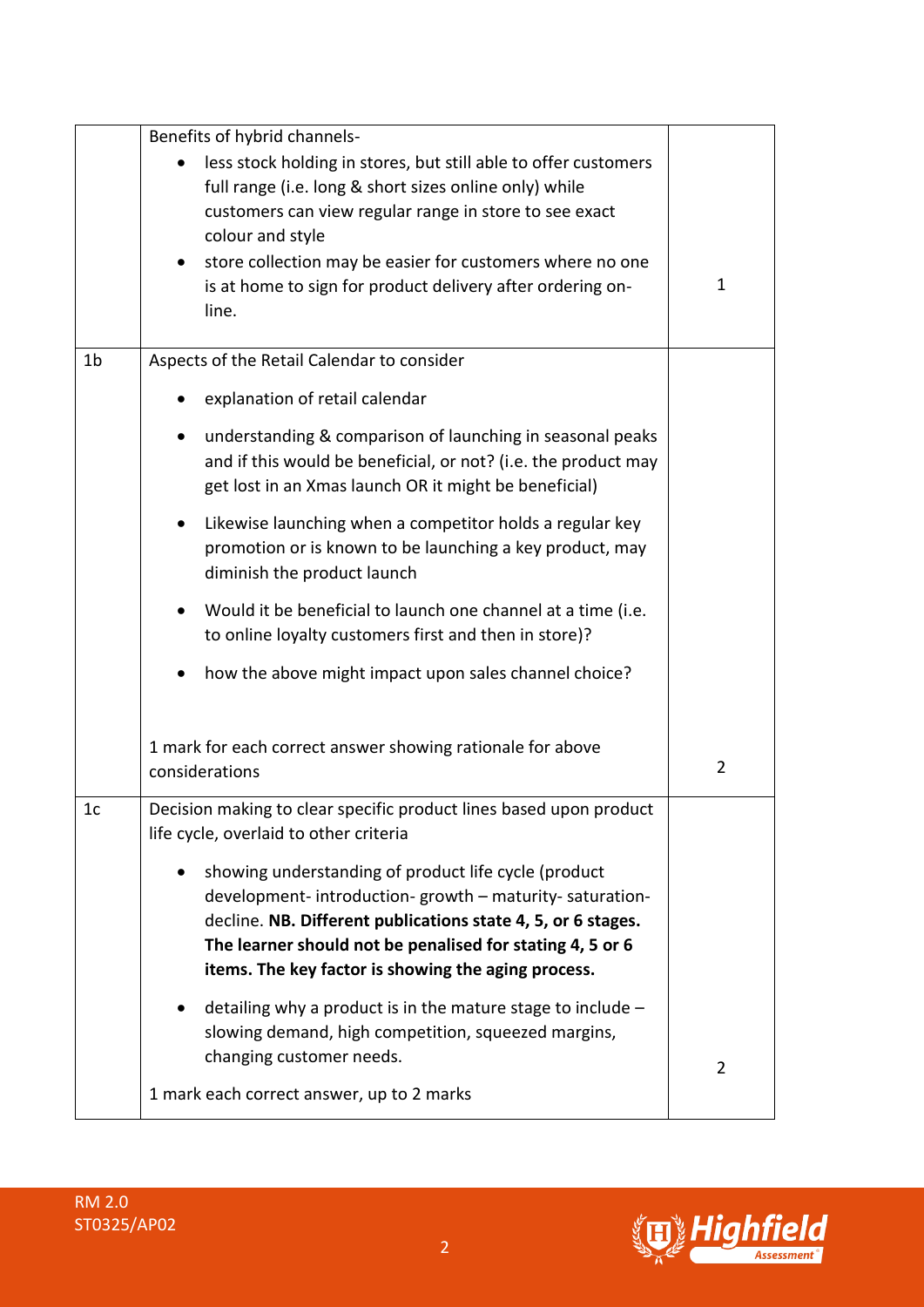| | | |
|---|---|---|
| | Benefits of hybrid channels-<br>• less stock holding in stores, but still able to offer customers full range (i.e. long & short sizes online only) while customers can view regular range in store to see exact colour and style<br>• store collection may be easier for customers where no one is at home to sign for product delivery after ordering on-line. | 1 |
| 1b | Aspects of the Retail Calendar to consider<br>• explanation of retail calendar<br>• understanding & comparison of launching in seasonal peaks and if this would be beneficial, or not? (i.e. the product may get lost in an Xmas launch OR it might be beneficial)<br>• Likewise launching when a competitor holds a regular key promotion or is known to be launching a key product, may diminish the product launch<br>• Would it be beneficial to launch one channel at a time (i.e. to online loyalty customers first and then in store)?<br>• how the above might impact upon sales channel choice?<br><br>1 mark for each correct answer showing rationale for above considerations | 2 |
| 1c | Decision making to clear specific product lines based upon product life cycle, overlaid to other criteria<br>• showing understanding of product life cycle (product development- introduction- growth – maturity- saturation-decline. **NB. Different publications state 4, 5, or 6 stages. The learner should not be penalised for stating 4, 5 or 6 items. The key factor is showing the aging process.**<br>• detailing why a product is in the mature stage to include – slowing demand, high competition, squeezed margins, changing customer needs.<br><br>1 mark each correct answer, up to 2 marks | 2 |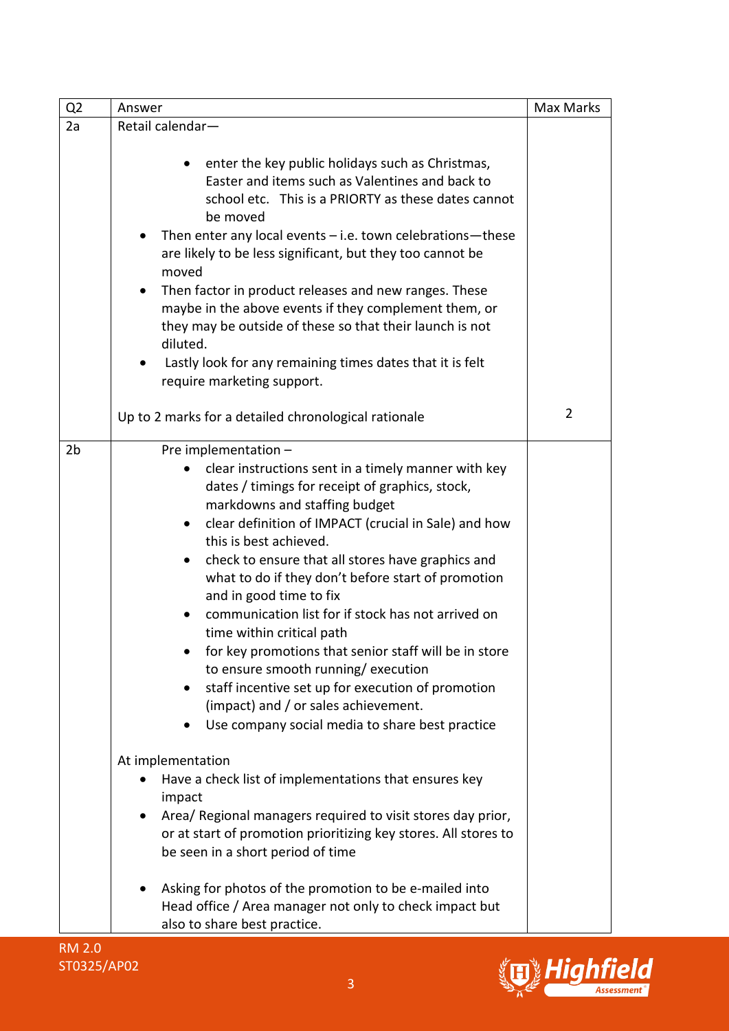| Q2 | Answer | Max Marks |
|---|---|---|
| 2a | Retail calendar—<br><br>• enter the key public holidays such as Christmas, Easter and items such as Valentines and back to school etc. This is a PRIORTY as these dates cannot be moved<br>• Then enter any local events – i.e. town celebrations—these are likely to be less significant, but they too cannot be moved<br>• Then factor in product releases and new ranges. These maybe in the above events if they complement them, or they may be outside of these so that their launch is not diluted.<br>• Lastly look for any remaining times dates that it is felt require marketing support.<br><br>Up to 2 marks for a detailed chronological rationale | 2 |
| 2b | Pre implementation –<br>• clear instructions sent in a timely manner with key dates / timings for receipt of graphics, stock, markdowns and staffing budget<br>• clear definition of IMPACT (crucial in Sale) and how this is best achieved.<br>• check to ensure that all stores have graphics and what to do if they don't before start of promotion and in good time to fix<br>• communication list for if stock has not arrived on time within critical path<br>• for key promotions that senior staff will be in store to ensure smooth running/ execution<br>• staff incentive set up for execution of promotion (impact) and / or sales achievement.<br>• Use company social media to share best practice<br><br>At implementation<br>• Have a check list of implementations that ensures key impact<br>• Area/ Regional managers required to visit stores day prior, or at start of promotion prioritizing key stores. All stores to be seen in a short period of time<br><br>• Asking for photos of the promotion to be e-mailed into Head office / Area manager not only to check impact but also to share best practice. | |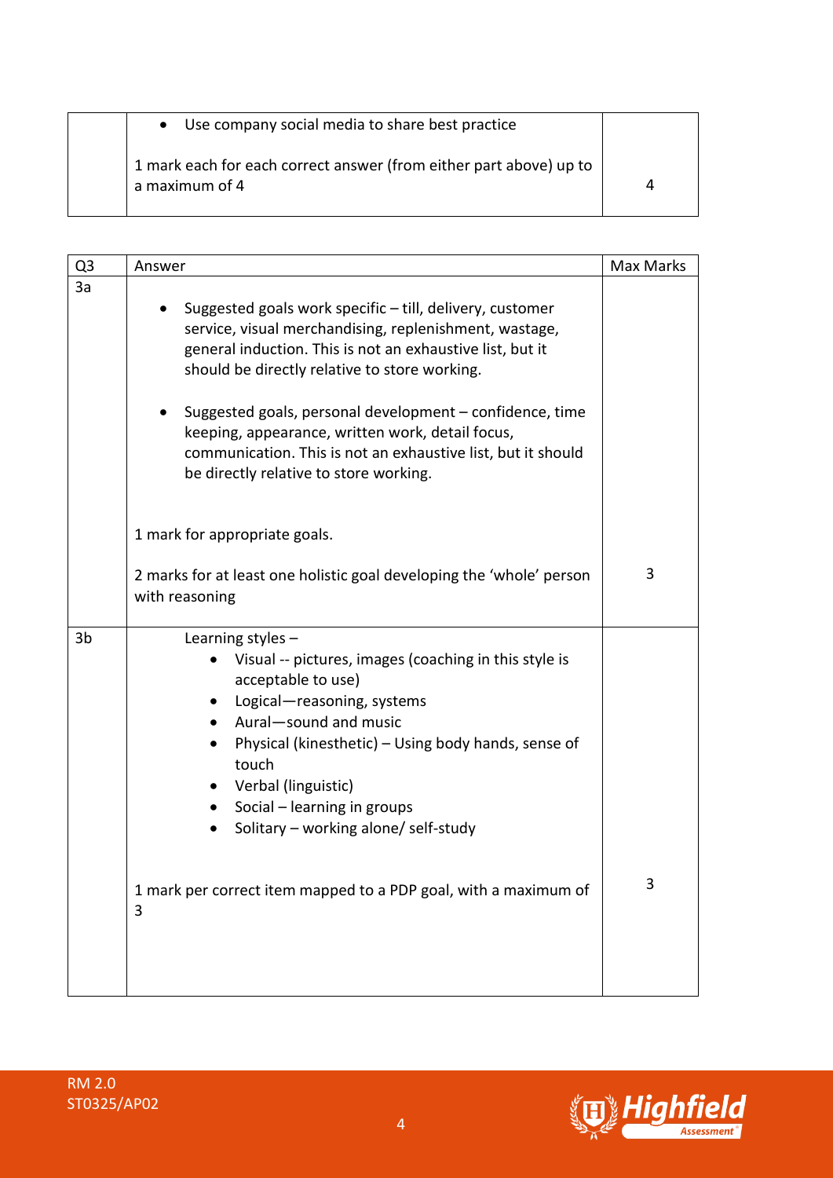| | | |
|---|---|---|
| | • Use company social media to share best practice<br><br>1 mark each for each correct answer (from either part above) up to a maximum of 4 | 4 |

| Q3 | Answer | Max Marks |
|---|---|---|
| 3a | • Suggested goals work specific – till, delivery, customer service, visual merchandising, replenishment, wastage, general induction. This is not an exhaustive list, but it should be directly relative to store working.<br><br>• Suggested goals, personal development – confidence, time keeping, appearance, written work, detail focus, communication. This is not an exhaustive list, but it should be directly relative to store working.<br><br>1 mark for appropriate goals.<br><br>2 marks for at least one holistic goal developing the 'whole' person with reasoning | 3 |
| 3b | Learning styles –<br>• Visual -- pictures, images (coaching in this style is acceptable to use)<br>• Logical—reasoning, systems<br>• Aural—sound and music<br>• Physical (kinesthetic) – Using body hands, sense of touch<br>• Verbal (linguistic)<br>• Social – learning in groups<br>• Solitary – working alone/ self-study<br><br>1 mark per correct item mapped to a PDP goal, with a maximum of 3 | 3 |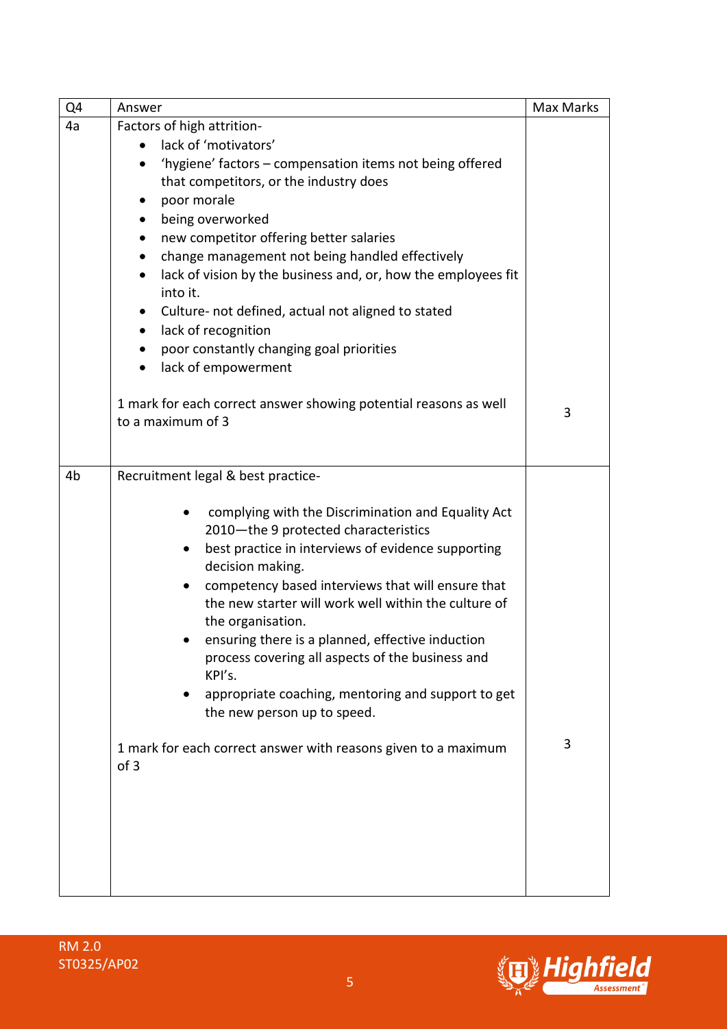| Q4 | Answer | Max Marks |
|---|---|---|
| 4a | Factors of high attrition-<br>• lack of 'motivators'<br>• 'hygiene' factors – compensation items not being offered that competitors, or the industry does<br>• poor morale<br>• being overworked<br>• new competitor offering better salaries<br>• change management not being handled effectively<br>• lack of vision by the business and, or, how the employees fit into it.<br>• Culture- not defined, actual not aligned to stated<br>• lack of recognition<br>• poor constantly changing goal priorities<br>• lack of empowerment<br><br>1 mark for each correct answer showing potential reasons as well to a maximum of 3 | 3 |
| 4b | Recruitment legal & best practice-<br><br>• complying with the Discrimination and Equality Act 2010—the 9 protected characteristics<br>• best practice in interviews of evidence supporting decision making.<br>• competency based interviews that will ensure that the new starter will work well within the culture of the organisation.<br>• ensuring there is a planned, effective induction process covering all aspects of the business and KPI's.<br>• appropriate coaching, mentoring and support to get the new person up to speed.<br><br>1 mark for each correct answer with reasons given to a maximum of 3 | 3 |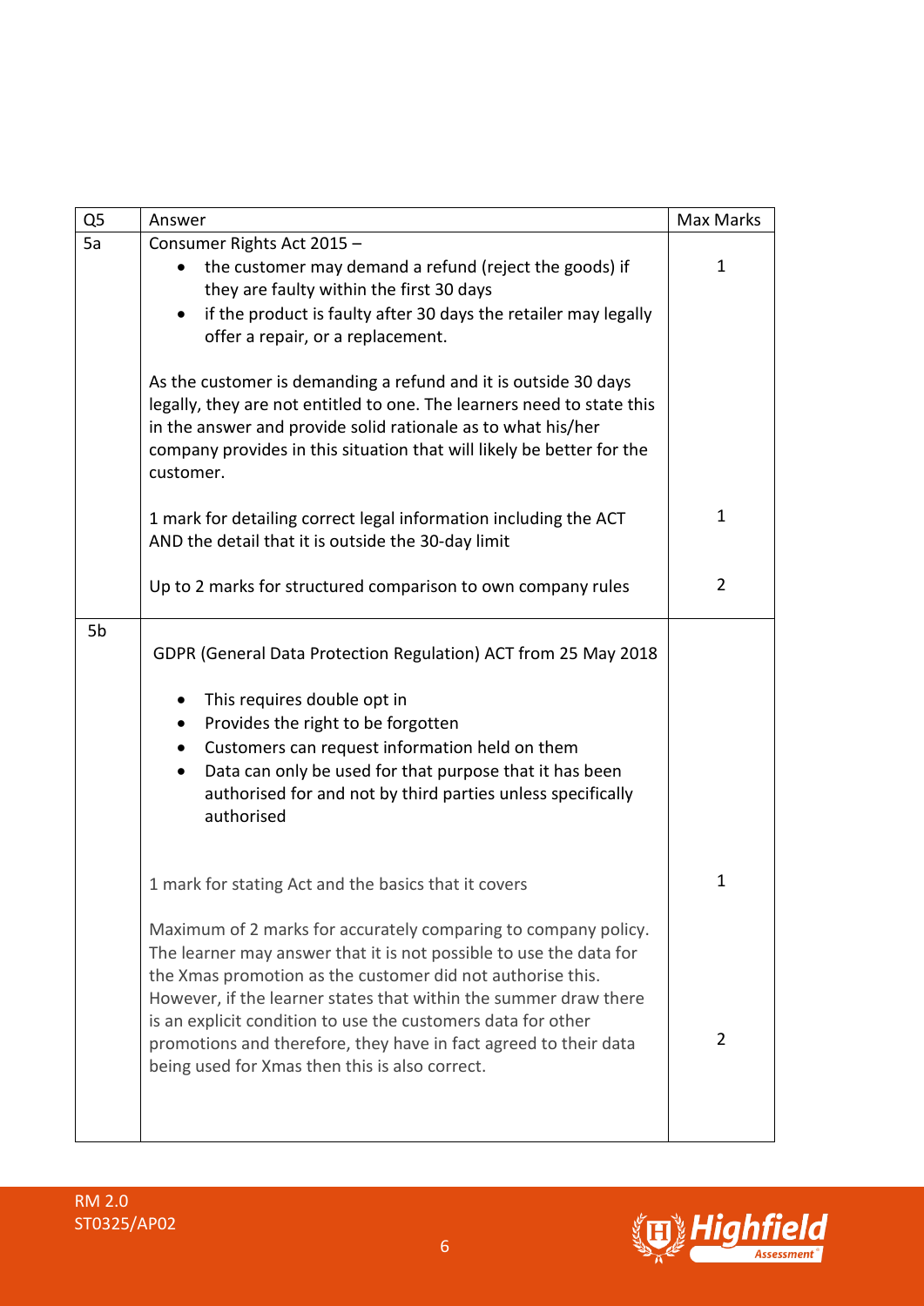| Q5 | Answer | Max Marks |
|---|---|---|
| 5a | Consumer Rights Act 2015 –<br>• the customer may demand a refund (reject the goods) if they are faulty within the first 30 days<br>• if the product is faulty after 30 days the retailer may legally offer a repair, or a replacement.<br><br>As the customer is demanding a refund and it is outside 30 days legally, they are not entitled to one. The learners need to state this in the answer and provide solid rationale as to what his/her company provides in this situation that will likely be better for the customer. | 1 |
| | 1 mark for detailing correct legal information including the ACT AND the detail that it is outside the 30-day limit | 1 |
| | Up to 2 marks for structured comparison to own company rules | 2 |
| 5b | GDPR (General Data Protection Regulation) ACT from 25 May 2018<br><br>• This requires double opt in<br>• Provides the right to be forgotten<br>• Customers can request information held on them<br>• Data can only be used for that purpose that it has been authorised for and not by third parties unless specifically authorised | |
| | 1 mark for stating Act and the basics that it covers | 1 |
| | Maximum of 2 marks for accurately comparing to company policy. The learner may answer that it is not possible to use the data for the Xmas promotion as the customer did not authorise this. However, if the learner states that within the summer draw there is an explicit condition to use the customers data for other promotions and therefore, they have in fact agreed to their data being used for Xmas then this is also correct. | 2 |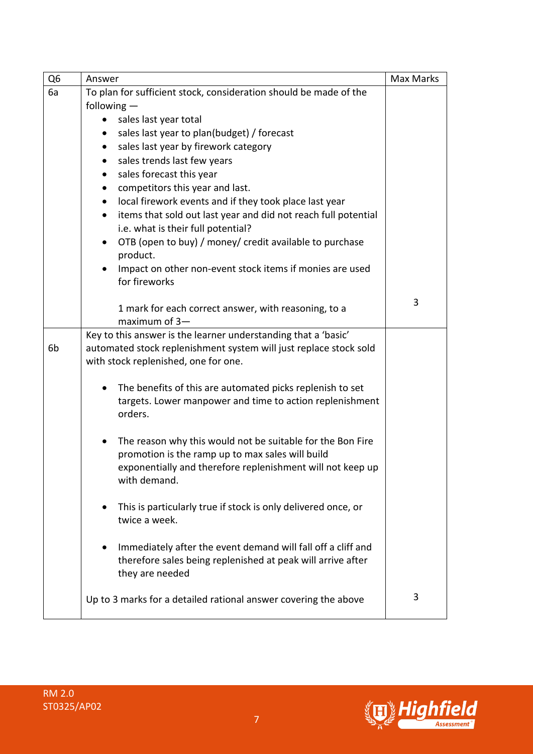| Q6 | Answer | Max Marks |
|---|---|---|
| 6a | To plan for sufficient stock, consideration should be made of the following —<br>• sales last year total<br>• sales last year to plan(budget) / forecast<br>• sales last year by firework category<br>• sales trends last few years<br>• sales forecast this year<br>• competitors this year and last.<br>• local firework events and if they took place last year<br>• items that sold out last year and did not reach full potential i.e. what is their full potential?<br>• OTB (open to buy) / money/ credit available to purchase product.<br>• Impact on other non-event stock items if monies are used for fireworks<br><br>1 mark for each correct answer, with reasoning, to a maximum of 3— | 3 |
| 6b | Key to this answer is the learner understanding that a 'basic' automated stock replenishment system will just replace stock sold with stock replenished, one for one.<br><br>• The benefits of this are automated picks replenish to set targets. Lower manpower and time to action replenishment orders.<br><br>• The reason why this would not be suitable for the Bon Fire promotion is the ramp up to max sales will build exponentially and therefore replenishment will not keep up with demand.<br><br>• This is particularly true if stock is only delivered once, or twice a week.<br><br>• Immediately after the event demand will fall off a cliff and therefore sales being replenished at peak will arrive after they are needed<br><br>Up to 3 marks for a detailed rational answer covering the above | 3 |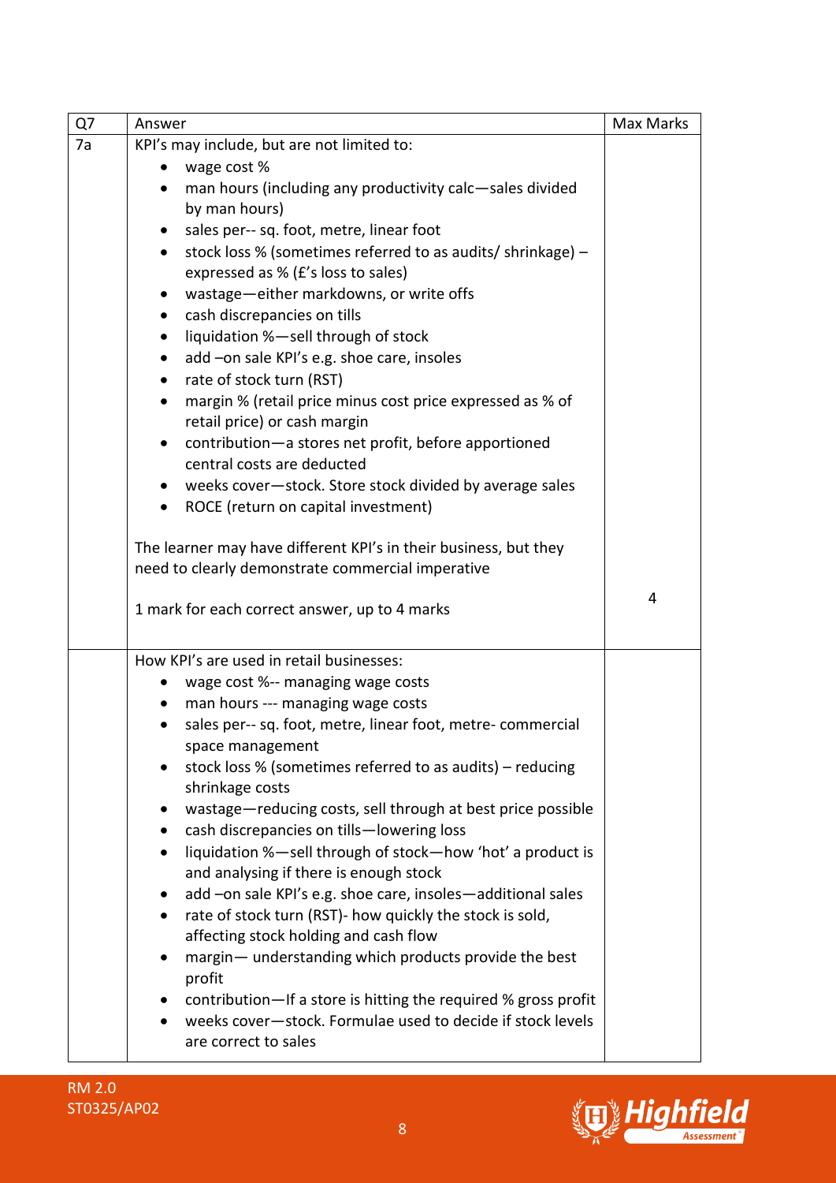| Q7 | Answer | Max Marks |
|---|---|---|
| 7a | KPI's may include, but are not limited to:<br>• wage cost %<br>• man hours (including any productivity calc—sales divided by man hours)<br>• sales per-- sq. foot, metre, linear foot<br>• stock loss % (sometimes referred to as audits/ shrinkage) – expressed as % (£'s loss to sales)<br>• wastage—either markdowns, or write offs<br>• cash discrepancies on tills<br>• liquidation %—sell through of stock<br>• add –on sale KPI's e.g. shoe care, insoles<br>• rate of stock turn (RST)<br>• margin % (retail price minus cost price expressed as % of retail price) or cash margin<br>• contribution—a stores net profit, before apportioned central costs are deducted<br>• weeks cover—stock. Store stock divided by average sales<br>• ROCE (return on capital investment)<br><br>The learner may have different KPI's in their business, but they need to clearly demonstrate commercial imperative<br><br>1 mark for each correct answer, up to 4 marks | 4 |
| | How KPI's are used in retail businesses:<br>• wage cost %-- managing wage costs<br>• man hours --- managing wage costs<br>• sales per-- sq. foot, metre, linear foot, metre- commercial space management<br>• stock loss % (sometimes referred to as audits) – reducing shrinkage costs<br>• wastage—reducing costs, sell through at best price possible<br>• cash discrepancies on tills—lowering loss<br>• liquidation %—sell through of stock—how 'hot' a product is and analysing if there is enough stock<br>• add –on sale KPI's e.g. shoe care, insoles—additional sales<br>• rate of stock turn (RST)- how quickly the stock is sold, affecting stock holding and cash flow<br>• margin— understanding which products provide the best profit<br>• contribution—If a store is hitting the required % gross profit<br>• weeks cover—stock. Formulae used to decide if stock levels are correct to sales | |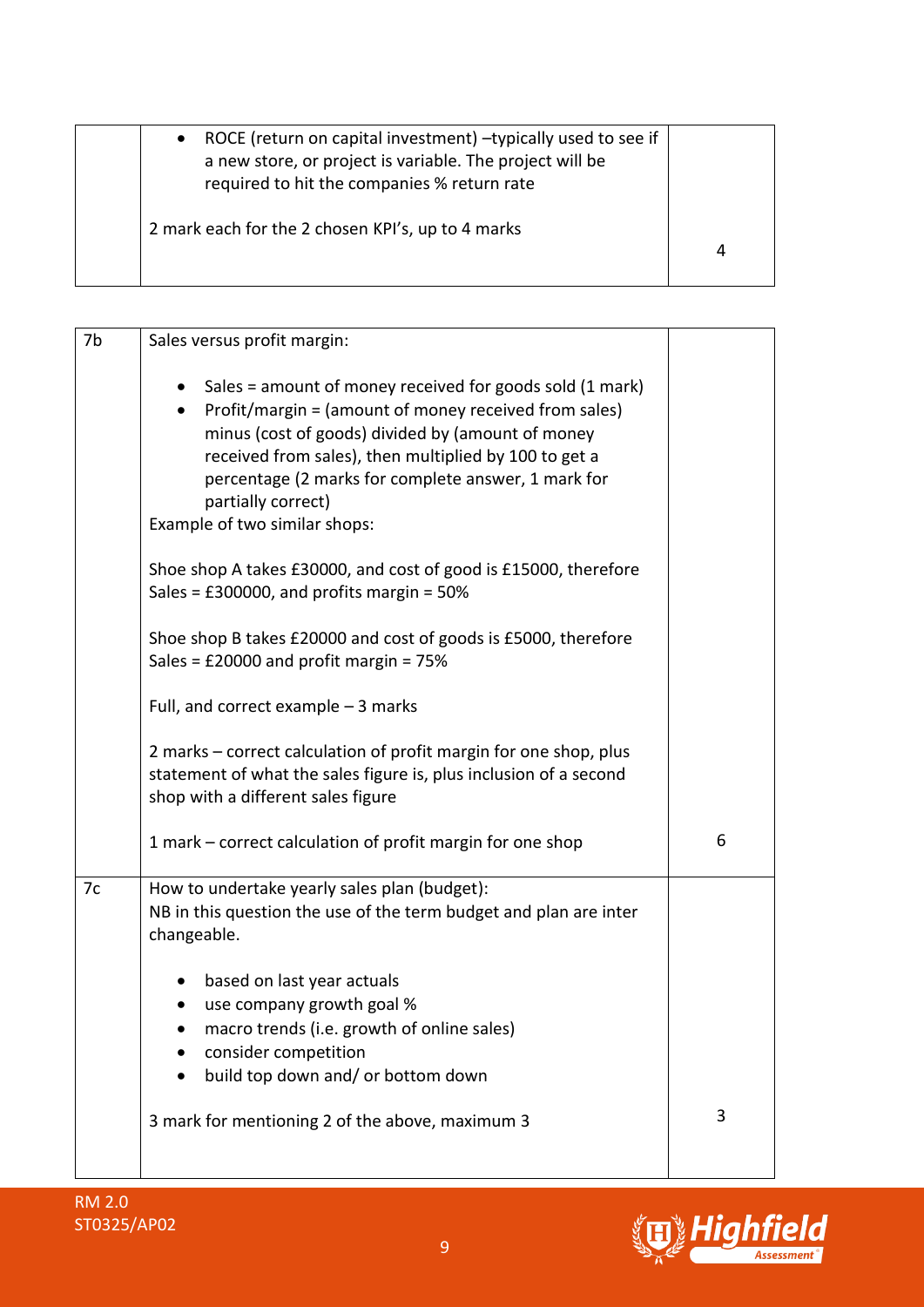| | | |
|---|---|---|
| | • ROCE (return on capital investment) –typically used to see if a new store, or project is variable. The project will be required to hit the companies % return rate<br><br>2 mark each for the 2 chosen KPI's, up to 4 marks | 4 |

| | | |
|---|---|---|
| 7b | Sales versus profit margin:<br><br>• Sales = amount of money received for goods sold (1 mark)<br>• Profit/margin = (amount of money received from sales) minus (cost of goods) divided by (amount of money received from sales), then multiplied by 100 to get a percentage (2 marks for complete answer, 1 mark for partially correct)<br><br>Example of two similar shops:<br><br>Shoe shop A takes £30000, and cost of good is £15000, therefore Sales = £300000, and profits margin = 50%<br><br>Shoe shop B takes £20000 and cost of goods is £5000, therefore Sales = £20000 and profit margin = 75%<br><br>Full, and correct example – 3 marks<br><br>2 marks – correct calculation of profit margin for one shop, plus statement of what the sales figure is, plus inclusion of a second shop with a different sales figure<br><br>1 mark – correct calculation of profit margin for one shop | 6 |
| 7c | How to undertake yearly sales plan (budget):<br>NB in this question the use of the term budget and plan are inter changeable.<br><br>• based on last year actuals<br>• use company growth goal %<br>• macro trends (i.e. growth of online sales)<br>• consider competition<br>• build top down and/ or bottom down<br><br>3 mark for mentioning 2 of the above, maximum 3 | 3 |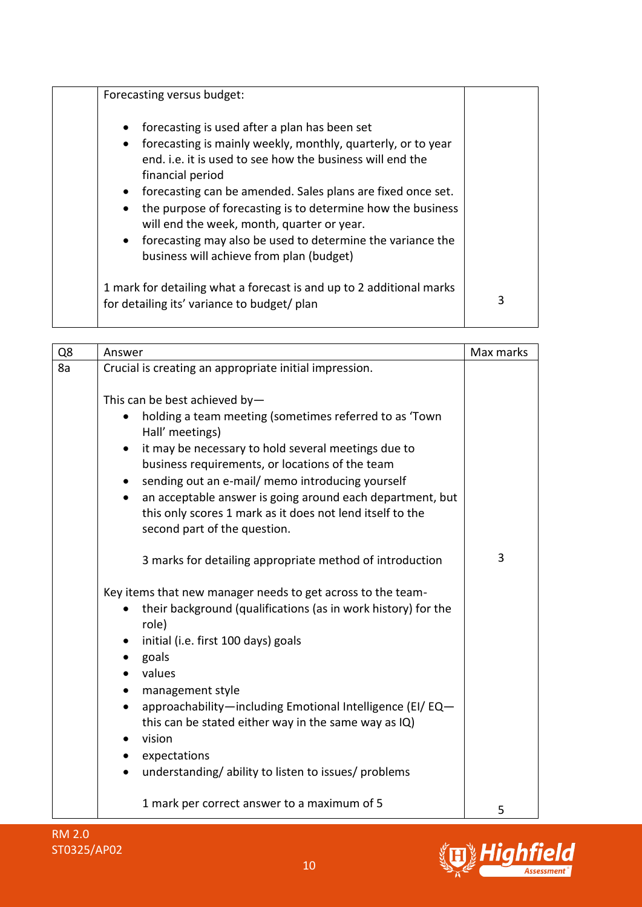| | Forecasting versus budget:<br><br>• forecasting is used after a plan has been set<br>• forecasting is mainly weekly, monthly, quarterly, or to year end. i.e. it is used to see how the business will end the financial period<br>• forecasting can be amended. Sales plans are fixed once set.<br>• the purpose of forecasting is to determine how the business will end the week, month, quarter or year.<br>• forecasting may also be used to determine the variance the business will achieve from plan (budget)<br><br>1 mark for detailing what a forecast is and up to 2 additional marks for detailing its' variance to budget/ plan | 3 |
|---|---|---|

| Q8 | Answer | Max marks |
|---|---|---|
| 8a | Crucial is creating an appropriate initial impression.<br><br>This can be best achieved by—<br>• holding a team meeting (sometimes referred to as 'Town Hall' meetings)<br>• it may be necessary to hold several meetings due to business requirements, or locations of the team<br>• sending out an e-mail/ memo introducing yourself<br>• an acceptable answer is going around each department, but this only scores 1 mark as it does not lend itself to the second part of the question.<br><br>3 marks for detailing appropriate method of introduction | 3 |
| | Key items that new manager needs to get across to the team-<br>• their background (qualifications (as in work history) for the role)<br>• initial (i.e. first 100 days) goals<br>• goals<br>• values<br>• management style<br>• approachability—including Emotional Intelligence (EI/ EQ—this can be stated either way in the same way as IQ)<br>• vision<br>• expectations<br>• understanding/ ability to listen to issues/ problems<br><br>1 mark per correct answer to a maximum of 5 | 5 |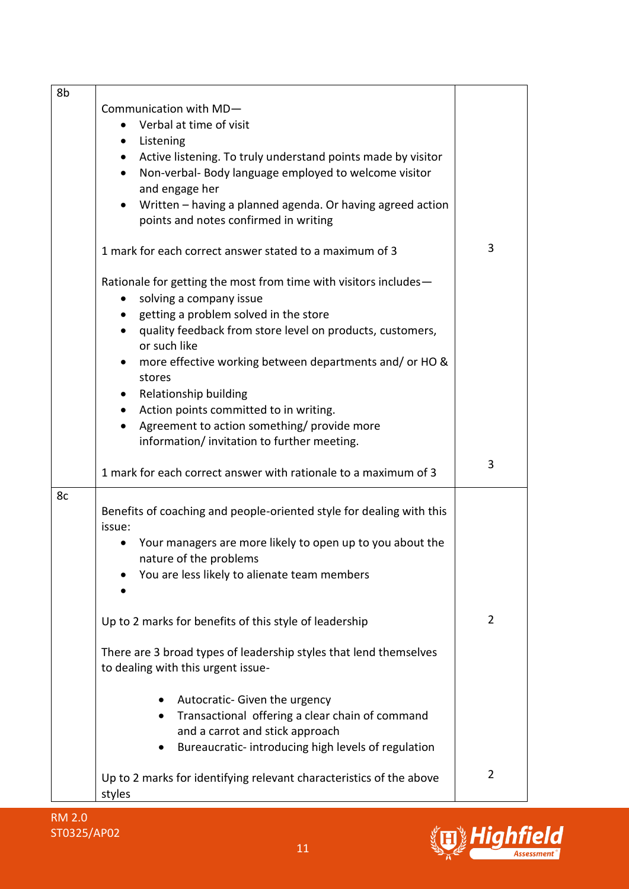| | | |
|---|---|---|
| 8b | Communication with MD—<br>• Verbal at time of visit<br>• Listening<br>• Active listening. To truly understand points made by visitor<br>• Non-verbal- Body language employed to welcome visitor and engage her<br>• Written – having a planned agenda. Or having agreed action points and notes confirmed in writing<br><br>1 mark for each correct answer stated to a maximum of 3<br><br>Rationale for getting the most from time with visitors includes—<br>• solving a company issue<br>• getting a problem solved in the store<br>• quality feedback from store level on products, customers, or such like<br>• more effective working between departments and/ or HO & stores<br>• Relationship building<br>• Action points committed to in writing.<br>• Agreement to action something/ provide more information/ invitation to further meeting.<br><br>1 mark for each correct answer with rationale to a maximum of 3 | 3<br><br><br><br><br><br><br><br><br><br><br><br>3 |
| 8c | Benefits of coaching and people-oriented style for dealing with this issue:<br>• Your managers are more likely to open up to you about the nature of the problems<br>• You are less likely to alienate team members<br>•<br><br>Up to 2 marks for benefits of this style of leadership<br><br>There are 3 broad types of leadership styles that lend themselves to dealing with this urgent issue-<br><br>• Autocratic- Given the urgency<br>• Transactional offering a clear chain of command and a carrot and stick approach<br>• Bureaucratic- introducing high levels of regulation<br><br>Up to 2 marks for identifying relevant characteristics of the above styles | 2<br><br><br><br><br><br><br><br>2 |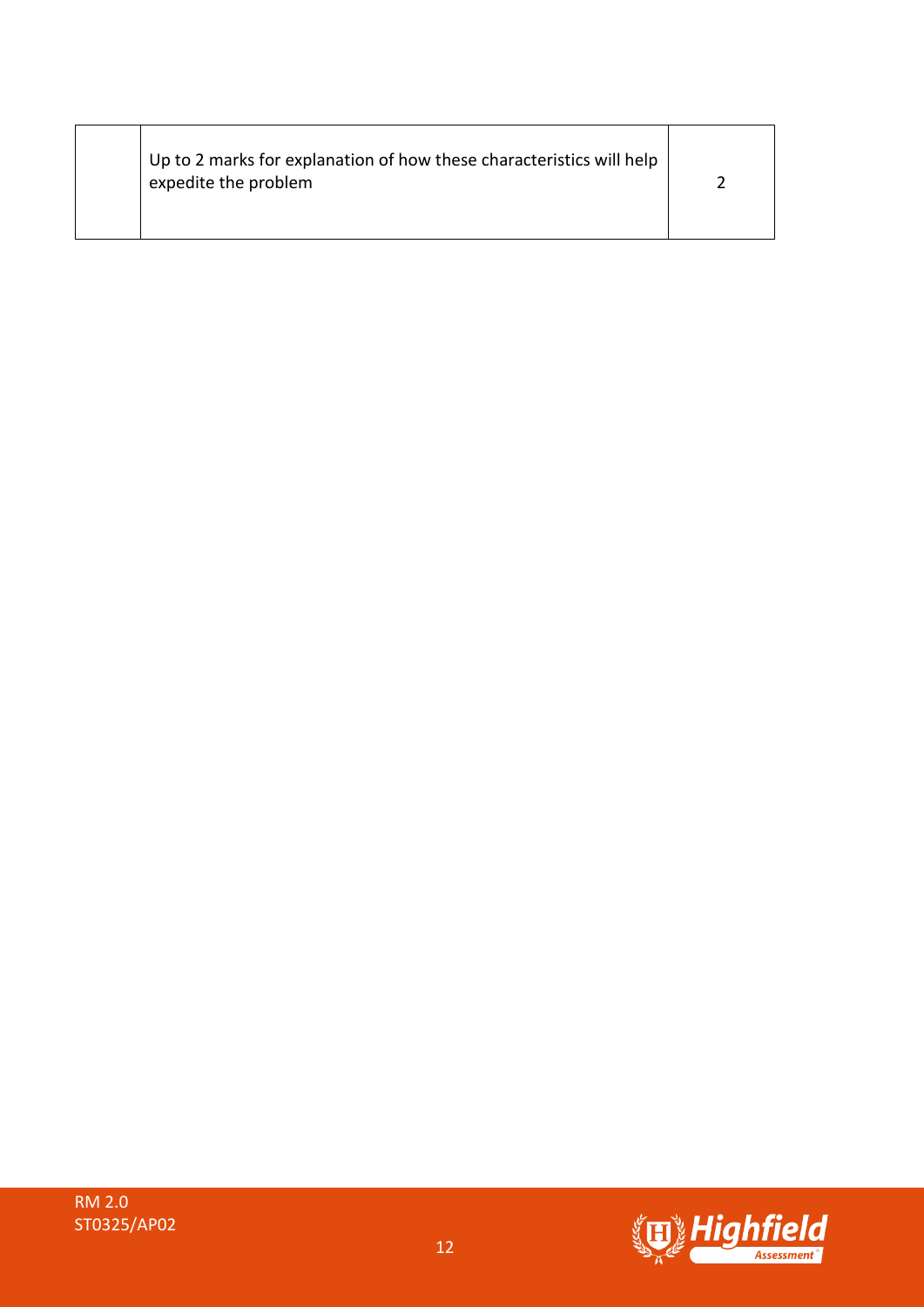| | | |
|---|---|---|
| | Up to 2 marks for explanation of how these characteristics will help expedite the problem | 2 |